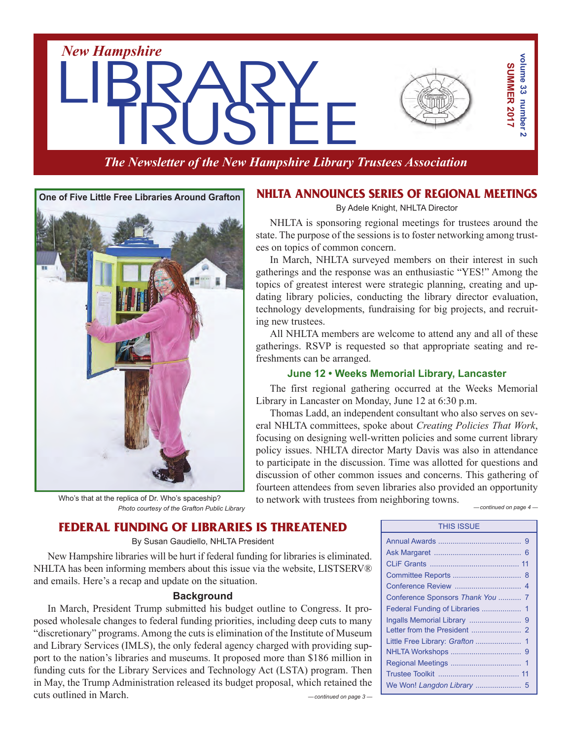# New Hampshire LIBRARY TRUSTEE

volume 33 number 2
SUMMER 2017

*The Newsletter of the New Hampshire Library Trustees Association*

**One of Five Little Free Libraries Around Grafton**

Who's that at the replica of Dr. Who's spaceship?
*Photo courtesy of the Grafton Public Library*

## NHLTA ANNOUNCES SERIES OF REGIONAL MEETINGS

By Adele Knight, NHLTA Director

NHLTA is sponsoring regional meetings for trustees around the state. The purpose of the sessions is to foster networking among trustees on topics of common concern.

In March, NHLTA surveyed members on their interest in such gatherings and the response was an enthusiastic "YES!" Among the topics of greatest interest were strategic planning, creating and updating library policies, conducting the library director evaluation, technology developments, fundraising for big projects, and recruiting new trustees.

All NHLTA members are welcome to attend any and all of these gatherings. RSVP is requested so that appropriate seating and refreshments can be arranged.

### June 12 • Weeks Memorial Library, Lancaster

The first regional gathering occurred at the Weeks Memorial Library in Lancaster on Monday, June 12 at 6:30 p.m.

Thomas Ladd, an independent consultant who also serves on several NHLTA committees, spoke about *Creating Policies That Work*, focusing on designing well-written policies and some current library policy issues. NHLTA director Marty Davis was also in attendance to participate in the discussion. Time was allotted for questions and discussion of other common issues and concerns. This gathering of fourteen attendees from seven libraries also provided an opportunity to network with trustees from neighboring towns.

*— continued on page 4 —*

## FEDERAL FUNDING OF LIBRARIES IS THREATENED

By Susan Gaudiello, NHLTA President

New Hampshire libraries will be hurt if federal funding for libraries is eliminated. NHLTA has been informing members about this issue via the website, LISTSERV® and emails. Here's a recap and update on the situation.

### Background

In March, President Trump submitted his budget outline to Congress. It proposed wholesale changes to federal funding priorities, including deep cuts to many "discretionary" programs. Among the cuts is elimination of the Institute of Museum and Library Services (IMLS), the only federal agency charged with providing support to the nation's libraries and museums. It proposed more than $186 million in funding cuts for the Library Services and Technology Act (LSTA) program. Then in May, the Trump Administration released its budget proposal, which retained the cuts outlined in March.

*— continued on page 3 —*

| THIS ISSUE | |
|---|---|
| Annual Awards | 9 |
| Ask Margaret | 6 |
| CLiF Grants | 11 |
| Committee Reports | 8 |
| Conference Review | 4 |
| Conference Sponsors *Thank You* | 7 |
| Federal Funding of Libraries | 1 |
| Ingalls Memorial Library | 9 |
| Letter from the President | 2 |
| Little Free Library: *Grafton* | 1 |
| NHLTA Workshops | 9 |
| Regional Meetings | 1 |
| Trustee Toolkit | 11 |
| We Won! *Langdon Library* | 5 |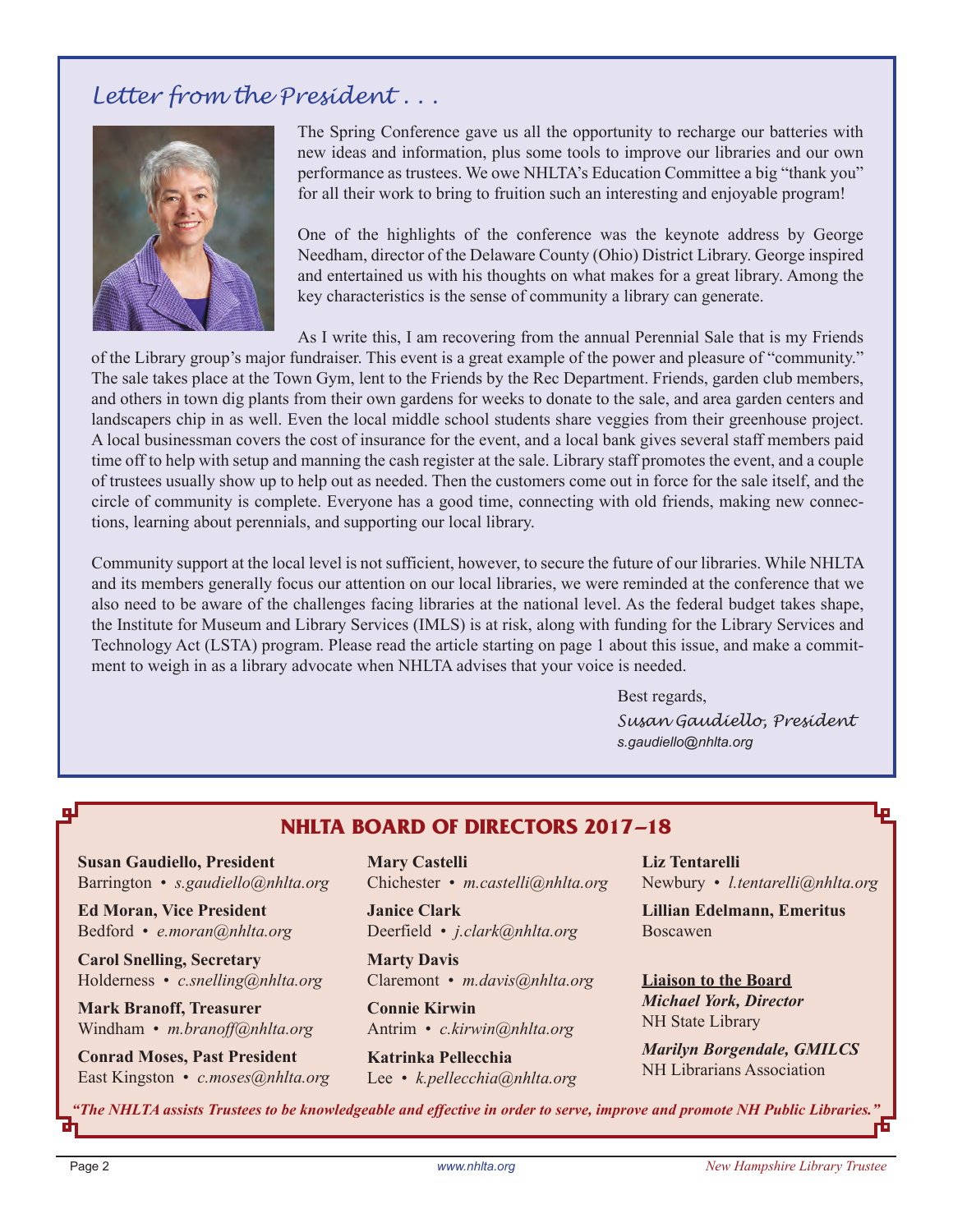## Letter from the President . . .

The Spring Conference gave us all the opportunity to recharge our batteries with new ideas and information, plus some tools to improve our libraries and our own performance as trustees. We owe NHLTA's Education Committee a big "thank you" for all their work to bring to fruition such an interesting and enjoyable program!

One of the highlights of the conference was the keynote address by George Needham, director of the Delaware County (Ohio) District Library. George inspired and entertained us with his thoughts on what makes for a great library. Among the key characteristics is the sense of community a library can generate.

As I write this, I am recovering from the annual Perennial Sale that is my Friends of the Library group's major fundraiser. This event is a great example of the power and pleasure of "community." The sale takes place at the Town Gym, lent to the Friends by the Rec Department. Friends, garden club members, and others in town dig plants from their own gardens for weeks to donate to the sale, and area garden centers and landscapers chip in as well. Even the local middle school students share veggies from their greenhouse project. A local businessman covers the cost of insurance for the event, and a local bank gives several staff members paid time off to help with setup and manning the cash register at the sale. Library staff promotes the event, and a couple of trustees usually show up to help out as needed. Then the customers come out in force for the sale itself, and the circle of community is complete. Everyone has a good time, connecting with old friends, making new connections, learning about perennials, and supporting our local library.

Community support at the local level is not sufficient, however, to secure the future of our libraries. While NHLTA and its members generally focus our attention on our local libraries, we were reminded at the conference that we also need to be aware of the challenges facing libraries at the national level. As the federal budget takes shape, the Institute for Museum and Library Services (IMLS) is at risk, along with funding for the Library Services and Technology Act (LSTA) program. Please read the article starting on page 1 about this issue, and make a commitment to weigh in as a library advocate when NHLTA advises that your voice is needed.

Best regards,
*Susan Gaudiello, President*
*s.gaudiello@nhlta.org*

## NHLTA BOARD OF DIRECTORS 2017–18

**Susan Gaudiello, President**
Barrington • *s.gaudiello@nhlta.org*

**Ed Moran, Vice President**
Bedford • *e.moran@nhlta.org*

**Carol Snelling, Secretary**
Holderness • *c.snelling@nhlta.org*

**Mark Branoff, Treasurer**
Windham • *m.branoff@nhlta.org*

**Conrad Moses, Past President**
East Kingston • *c.moses@nhlta.org*

**Mary Castelli**
Chichester • *m.castelli@nhlta.org*

**Janice Clark**
Deerfield • *j.clark@nhlta.org*

**Marty Davis**
Claremont • *m.davis@nhlta.org*

**Connie Kirwin**
Antrim • *c.kirwin@nhlta.org*

**Katrinka Pellecchia**
Lee • *k.pellecchia@nhlta.org*

**Liz Tentarelli**
Newbury • *l.tentarelli@nhlta.org*

**Lillian Edelmann, Emeritus**
Boscawen

**Liaison to the Board**

***Michael York, Director***
NH State Library

***Marilyn Borgendale, GMILCS***
NH Librarians Association

***"The NHLTA assists Trustees to be knowledgeable and effective in order to serve, improve and promote NH Public Libraries."***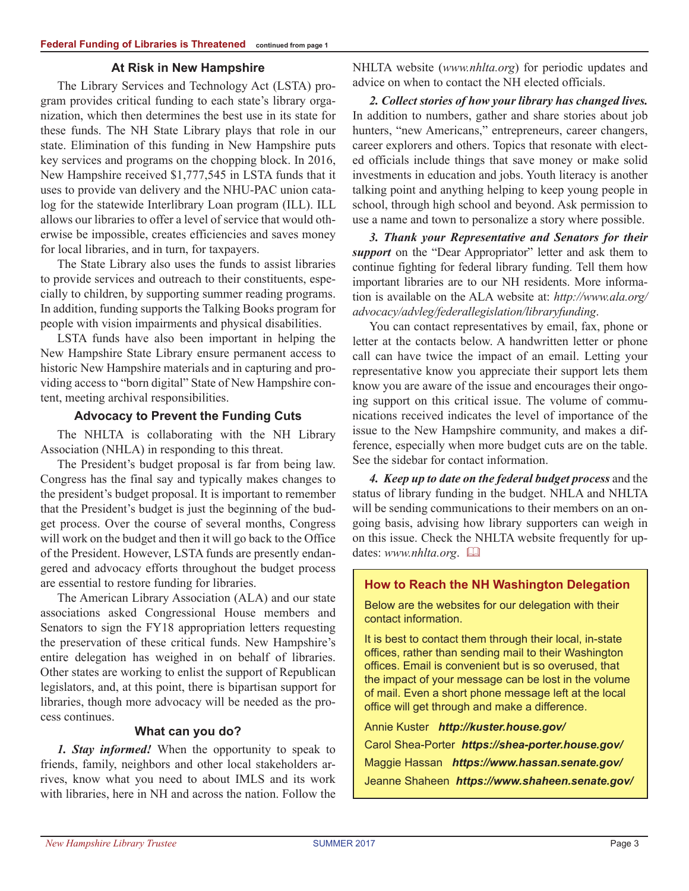**Federal Funding of Libraries is Threatened** continued from page 1

### At Risk in New Hampshire

The Library Services and Technology Act (LSTA) program provides critical funding to each state's library organization, which then determines the best use in its state for these funds. The NH State Library plays that role in our state. Elimination of this funding in New Hampshire puts key services and programs on the chopping block. In 2016, New Hampshire received $1,777,545 in LSTA funds that it uses to provide van delivery and the NHU-PAC union catalog for the statewide Interlibrary Loan program (ILL). ILL allows our libraries to offer a level of service that would otherwise be impossible, creates efficiencies and saves money for local libraries, and in turn, for taxpayers.

The State Library also uses the funds to assist libraries to provide services and outreach to their constituents, especially to children, by supporting summer reading programs. In addition, funding supports the Talking Books program for people with vision impairments and physical disabilities.

LSTA funds have also been important in helping the New Hampshire State Library ensure permanent access to historic New Hampshire materials and in capturing and providing access to "born digital" State of New Hampshire content, meeting archival responsibilities.

### Advocacy to Prevent the Funding Cuts

The NHLTA is collaborating with the NH Library Association (NHLA) in responding to this threat.

The President's budget proposal is far from being law. Congress has the final say and typically makes changes to the president's budget proposal. It is important to remember that the President's budget is just the beginning of the budget process. Over the course of several months, Congress will work on the budget and then it will go back to the Office of the President. However, LSTA funds are presently endangered and advocacy efforts throughout the budget process are essential to restore funding for libraries.

The American Library Association (ALA) and our state associations asked Congressional House members and Senators to sign the FY18 appropriation letters requesting the preservation of these critical funds. New Hampshire's entire delegation has weighed in on behalf of libraries. Other states are working to enlist the support of Republican legislators, and, at this point, there is bipartisan support for libraries, though more advocacy will be needed as the process continues.

### What can you do?

***1. Stay informed!*** When the opportunity to speak to friends, family, neighbors and other local stakeholders arrives, know what you need to about IMLS and its work with libraries, here in NH and across the nation. Follow the NHLTA website (*www.nhlta.org*) for periodic updates and advice on when to contact the NH elected officials.

***2. Collect stories of how your library has changed lives.*** In addition to numbers, gather and share stories about job hunters, "new Americans," entrepreneurs, career changers, career explorers and others. Topics that resonate with elected officials include things that save money or make solid investments in education and jobs. Youth literacy is another talking point and anything helping to keep young people in school, through high school and beyond. Ask permission to use a name and town to personalize a story where possible.

***3. Thank your Representative and Senators for their support*** on the "Dear Appropriator" letter and ask them to continue fighting for federal library funding. Tell them how important libraries are to our NH residents. More information is available on the ALA website at: *http://www.ala.org/advocacy/advleg/federallegislation/libraryfunding*.

You can contact representatives by email, fax, phone or letter at the contacts below. A handwritten letter or phone call can have twice the impact of an email. Letting your representative know you appreciate their support lets them know you are aware of the issue and encourages their ongoing support on this critical issue. The volume of communications received indicates the level of importance of the issue to the New Hampshire community, and makes a difference, especially when more budget cuts are on the table. See the sidebar for contact information.

***4. Keep up to date on the federal budget process*** and the status of library funding in the budget. NHLA and NHLTA will be sending communications to their members on an ongoing basis, advising how library supporters can weigh in on this issue. Check the NHLTA website frequently for updates: *www.nhlta.org*.

### How to Reach the NH Washington Delegation

Below are the websites for our delegation with their contact information.

It is best to contact them through their local, in-state offices, rather than sending mail to their Washington offices. Email is convenient but is so overused, that the impact of your message can be lost in the volume of mail. Even a short phone message left at the local office will get through and make a difference.

Annie Kuster ***http://kuster.house.gov/***

Carol Shea-Porter ***https://shea-porter.house.gov/***

Maggie Hassan ***https://www.hassan.senate.gov/***

Jeanne Shaheen ***https://www.shaheen.senate.gov/***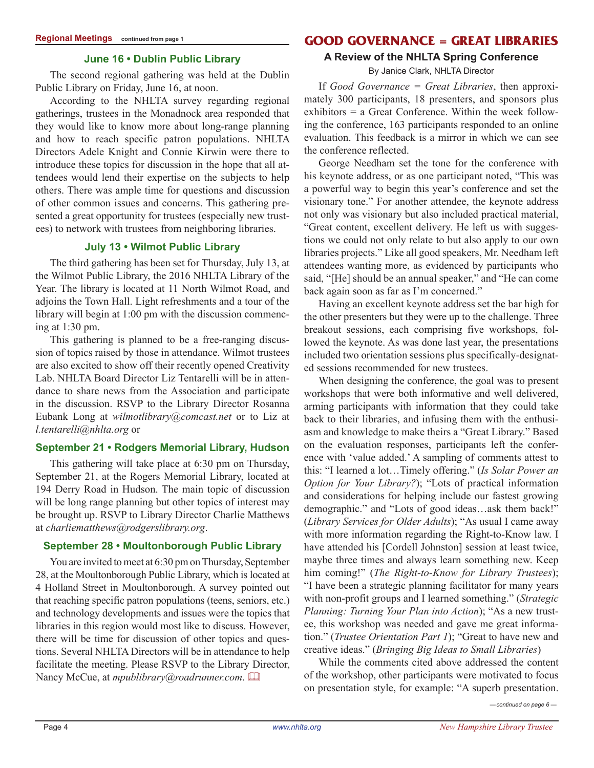## Regional Meetings *continued from page 1*

### June 16 • Dublin Public Library

The second regional gathering was held at the Dublin Public Library on Friday, June 16, at noon.

According to the NHLTA survey regarding regional gatherings, trustees in the Monadnock area responded that they would like to know more about long-range planning and how to reach specific patron populations. NHLTA Directors Adele Knight and Connie Kirwin were there to introduce these topics for discussion in the hope that all attendees would lend their expertise on the subjects to help others. There was ample time for questions and discussion of other common issues and concerns. This gathering presented a great opportunity for trustees (especially new trustees) to network with trustees from neighboring libraries.

### July 13 • Wilmot Public Library

The third gathering has been set for Thursday, July 13, at the Wilmot Public Library, the 2016 NHLTA Library of the Year. The library is located at 11 North Wilmot Road, and adjoins the Town Hall. Light refreshments and a tour of the library will begin at 1:00 pm with the discussion commencing at 1:30 pm.

This gathering is planned to be a free-ranging discussion of topics raised by those in attendance. Wilmot trustees are also excited to show off their recently opened Creativity Lab. NHLTA Board Director Liz Tentarelli will be in attendance to share news from the Association and participate in the discussion. RSVP to the Library Director Rosanna Eubank Long at *wilmotlibrary@comcast.net* or to Liz at *l.tentarelli@nhlta.org* or

### September 21 • Rodgers Memorial Library, Hudson

This gathering will take place at 6:30 pm on Thursday, September 21, at the Rogers Memorial Library, located at 194 Derry Road in Hudson. The main topic of discussion will be long range planning but other topics of interest may be brought up. RSVP to Library Director Charlie Matthews at *charliematthews@rodgerslibrary.org*.

### September 28 • Moultonborough Public Library

You are invited to meet at 6:30 pm on Thursday, September 28, at the Moultonborough Public Library, which is located at 4 Holland Street in Moultonborough. A survey pointed out that reaching specific patron populations (teens, seniors, etc.) and technology developments and issues were the topics that libraries in this region would most like to discuss. However, there will be time for discussion of other topics and questions. Several NHLTA Directors will be in attendance to help facilitate the meeting. Please RSVP to the Library Director, Nancy McCue, at *mpublibrary@roadrunner.com*. 📖

# GOOD GOVERNANCE = GREAT LIBRARIES

## A Review of the NHLTA Spring Conference

By Janice Clark, NHLTA Director

If *Good Governance = Great Libraries*, then approximately 300 participants, 18 presenters, and sponsors plus exhibitors = a Great Conference. Within the week following the conference, 163 participants responded to an online evaluation. This feedback is a mirror in which we can see the conference reflected.

George Needham set the tone for the conference with his keynote address, or as one participant noted, "This was a powerful way to begin this year's conference and set the visionary tone." For another attendee, the keynote address not only was visionary but also included practical material, "Great content, excellent delivery. He left us with suggestions we could not only relate to but also apply to our own libraries projects." Like all good speakers, Mr. Needham left attendees wanting more, as evidenced by participants who said, "[He] should be an annual speaker," and "He can come back again soon as far as I'm concerned."

Having an excellent keynote address set the bar high for the other presenters but they were up to the challenge. Three breakout sessions, each comprising five workshops, followed the keynote. As was done last year, the presentations included two orientation sessions plus specifically-designated sessions recommended for new trustees.

When designing the conference, the goal was to present workshops that were both informative and well delivered, arming participants with information that they could take back to their libraries, and infusing them with the enthusiasm and knowledge to make theirs a "Great Library." Based on the evaluation responses, participants left the conference with 'value added.' A sampling of comments attest to this: "I learned a lot…Timely offering." (*Is Solar Power an Option for Your Library?*); "Lots of practical information and considerations for helping include our fastest growing demographic." and "Lots of good ideas…ask them back!" (*Library Services for Older Adults*); "As usual I came away with more information regarding the Right-to-Know law. I have attended his [Cordell Johnston] session at least twice, maybe three times and always learn something new. Keep him coming!" (*The Right-to-Know for Library Trustees*); "I have been a strategic planning facilitator for many years with non-profit groups and I learned something." (*Strategic Planning: Turning Your Plan into Action*); "As a new trustee, this workshop was needed and gave me great information." (*Trustee Orientation Part 1*); "Great to have new and creative ideas." (*Bringing Big Ideas to Small Libraries*)

While the comments cited above addressed the content of the workshop, other participants were motivated to focus on presentation style, for example: "A superb presentation.

*— continued on page 6 —*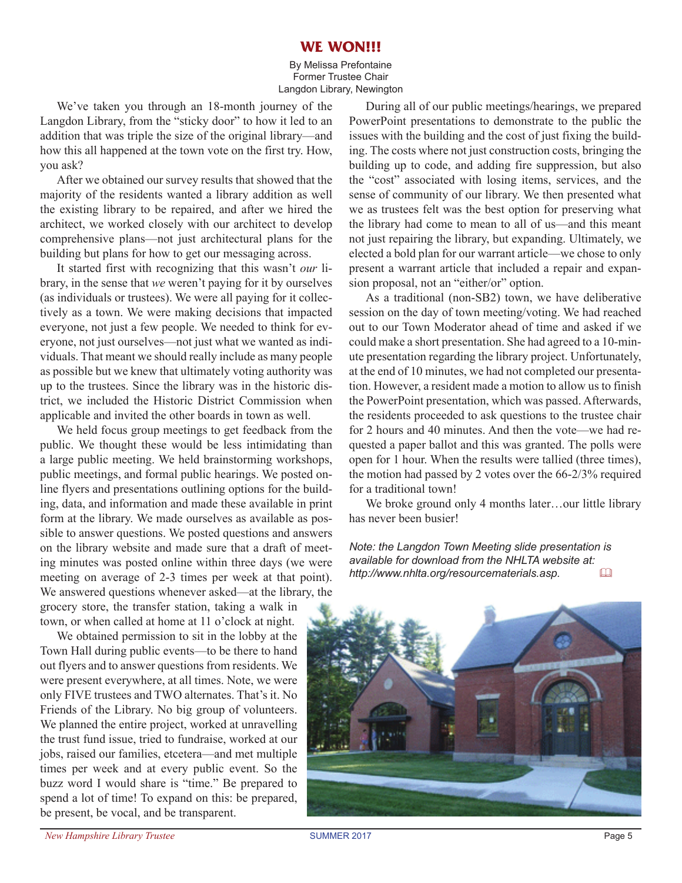# WE WON!!!

By Melissa Prefontaine
Former Trustee Chair
Langdon Library, Newington

We've taken you through an 18-month journey of the Langdon Library, from the "sticky door" to how it led to an addition that was triple the size of the original library—and how this all happened at the town vote on the first try. How, you ask?

After we obtained our survey results that showed that the majority of the residents wanted a library addition as well the existing library to be repaired, and after we hired the architect, we worked closely with our architect to develop comprehensive plans—not just architectural plans for the building but plans for how to get our messaging across.

It started first with recognizing that this wasn't *our* library, in the sense that *we* weren't paying for it by ourselves (as individuals or trustees). We were all paying for it collectively as a town. We were making decisions that impacted everyone, not just a few people. We needed to think for everyone, not just ourselves—not just what we wanted as individuals. That meant we should really include as many people as possible but we knew that ultimately voting authority was up to the trustees. Since the library was in the historic district, we included the Historic District Commission when applicable and invited the other boards in town as well.

We held focus group meetings to get feedback from the public. We thought these would be less intimidating than a large public meeting. We held brainstorming workshops, public meetings, and formal public hearings. We posted online flyers and presentations outlining options for the building, data, and information and made these available in print form at the library. We made ourselves as available as possible to answer questions. We posted questions and answers on the library website and made sure that a draft of meeting minutes was posted online within three days (we were meeting on average of 2-3 times per week at that point). We answered questions whenever asked—at the library, the grocery store, the transfer station, taking a walk in town, or when called at home at 11 o'clock at night.

We obtained permission to sit in the lobby at the Town Hall during public events—to be there to hand out flyers and to answer questions from residents. We were present everywhere, at all times. Note, we were only FIVE trustees and TWO alternates. That's it. No Friends of the Library. No big group of volunteers. We planned the entire project, worked at unravelling the trust fund issue, tried to fundraise, worked at our jobs, raised our families, etcetera—and met multiple times per week and at every public event. So the buzz word I would share is "time." Be prepared to spend a lot of time! To expand on this: be prepared, be present, be vocal, and be transparent.

During all of our public meetings/hearings, we prepared PowerPoint presentations to demonstrate to the public the issues with the building and the cost of just fixing the building. The costs where not just construction costs, bringing the building up to code, and adding fire suppression, but also the "cost" associated with losing items, services, and the sense of community of our library. We then presented what we as trustees felt was the best option for preserving what the library had come to mean to all of us—and this meant not just repairing the library, but expanding. Ultimately, we elected a bold plan for our warrant article—we chose to only present a warrant article that included a repair and expansion proposal, not an "either/or" option.

As a traditional (non-SB2) town, we have deliberative session on the day of town meeting/voting. We had reached out to our Town Moderator ahead of time and asked if we could make a short presentation. She had agreed to a 10-minute presentation regarding the library project. Unfortunately, at the end of 10 minutes, we had not completed our presentation. However, a resident made a motion to allow us to finish the PowerPoint presentation, which was passed. Afterwards, the residents proceeded to ask questions to the trustee chair for 2 hours and 40 minutes. And then the vote—we had requested a paper ballot and this was granted. The polls were open for 1 hour. When the results were tallied (three times), the motion had passed by 2 votes over the 66-2/3% required for a traditional town!

We broke ground only 4 months later…our little library has never been busier!

*Note: the Langdon Town Meeting slide presentation is available for download from the NHLTA website at: http://www.nhlta.org/resourcematerials.asp.*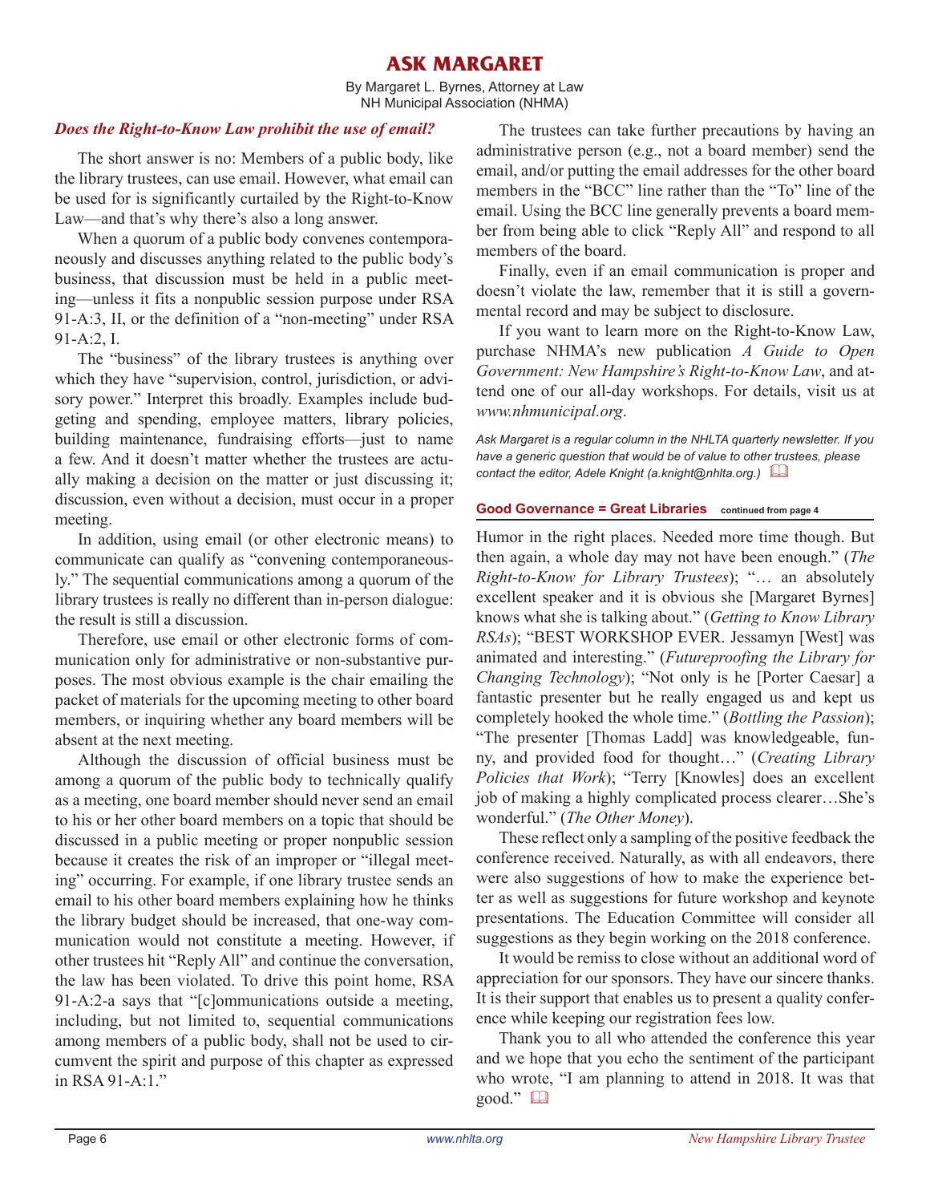# ASK MARGARET

By Margaret L. Byrnes, Attorney at Law
NH Municipal Association (NHMA)

### *Does the Right-to-Know Law prohibit the use of email?*

The short answer is no: Members of a public body, like the library trustees, can use email. However, what email can be used for is significantly curtailed by the Right-to-Know Law—and that's why there's also a long answer.

When a quorum of a public body convenes contemporaneously and discusses anything related to the public body's business, that discussion must be held in a public meeting—unless it fits a nonpublic session purpose under RSA 91-A:3, II, or the definition of a "non-meeting" under RSA 91-A:2, I.

The "business" of the library trustees is anything over which they have "supervision, control, jurisdiction, or advisory power." Interpret this broadly. Examples include budgeting and spending, employee matters, library policies, building maintenance, fundraising efforts—just to name a few. And it doesn't matter whether the trustees are actually making a decision on the matter or just discussing it; discussion, even without a decision, must occur in a proper meeting.

In addition, using email (or other electronic means) to communicate can qualify as "convening contemporaneously." The sequential communications among a quorum of the library trustees is really no different than in-person dialogue: the result is still a discussion.

Therefore, use email or other electronic forms of communication only for administrative or non-substantive purposes. The most obvious example is the chair emailing the packet of materials for the upcoming meeting to other board members, or inquiring whether any board members will be absent at the next meeting.

Although the discussion of official business must be among a quorum of the public body to technically qualify as a meeting, one board member should never send an email to his or her other board members on a topic that should be discussed in a public meeting or proper nonpublic session because it creates the risk of an improper or "illegal meeting" occurring. For example, if one library trustee sends an email to his other board members explaining how he thinks the library budget should be increased, that one-way communication would not constitute a meeting. However, if other trustees hit "Reply All" and continue the conversation, the law has been violated. To drive this point home, RSA 91-A:2-a says that "[c]ommunications outside a meeting, including, but not limited to, sequential communications among members of a public body, shall not be used to circumvent the spirit and purpose of this chapter as expressed in RSA 91-A:1."

The trustees can take further precautions by having an administrative person (e.g., not a board member) send the email, and/or putting the email addresses for the other board members in the "BCC" line rather than the "To" line of the email. Using the BCC line generally prevents a board member from being able to click "Reply All" and respond to all members of the board.

Finally, even if an email communication is proper and doesn't violate the law, remember that it is still a governmental record and may be subject to disclosure.

If you want to learn more on the Right-to-Know Law, purchase NHMA's new publication *A Guide to Open Government: New Hampshire's Right-to-Know Law*, and attend one of our all-day workshops. For details, visit us at *www.nhmunicipal.org*.

*Ask Margaret is a regular column in the NHLTA quarterly newsletter. If you have a generic question that would be of value to other trustees, please contact the editor, Adele Knight (a.knight@nhlta.org.)*

**Good Governance = Great Libraries** continued from page 4

Humor in the right places. Needed more time though. But then again, a whole day may not have been enough." (*The Right-to-Know for Library Trustees*); "… an absolutely excellent speaker and it is obvious she [Margaret Byrnes] knows what she is talking about." (*Getting to Know Library RSAs*); "BEST WORKSHOP EVER. Jessamyn [West] was animated and interesting." (*Futureproofing the Library for Changing Technology*); "Not only is he [Porter Caesar] a fantastic presenter but he really engaged us and kept us completely hooked the whole time." (*Bottling the Passion*); "The presenter [Thomas Ladd] was knowledgeable, funny, and provided food for thought…" (*Creating Library Policies that Work*); "Terry [Knowles] does an excellent job of making a highly complicated process clearer…She's wonderful." (*The Other Money*).

These reflect only a sampling of the positive feedback the conference received. Naturally, as with all endeavors, there were also suggestions of how to make the experience better as well as suggestions for future workshop and keynote presentations. The Education Committee will consider all suggestions as they begin working on the 2018 conference.

It would be remiss to close without an additional word of appreciation for our sponsors. They have our sincere thanks. It is their support that enables us to present a quality conference while keeping our registration fees low.

Thank you to all who attended the conference this year and we hope that you echo the sentiment of the participant who wrote, "I am planning to attend in 2018. It was that good."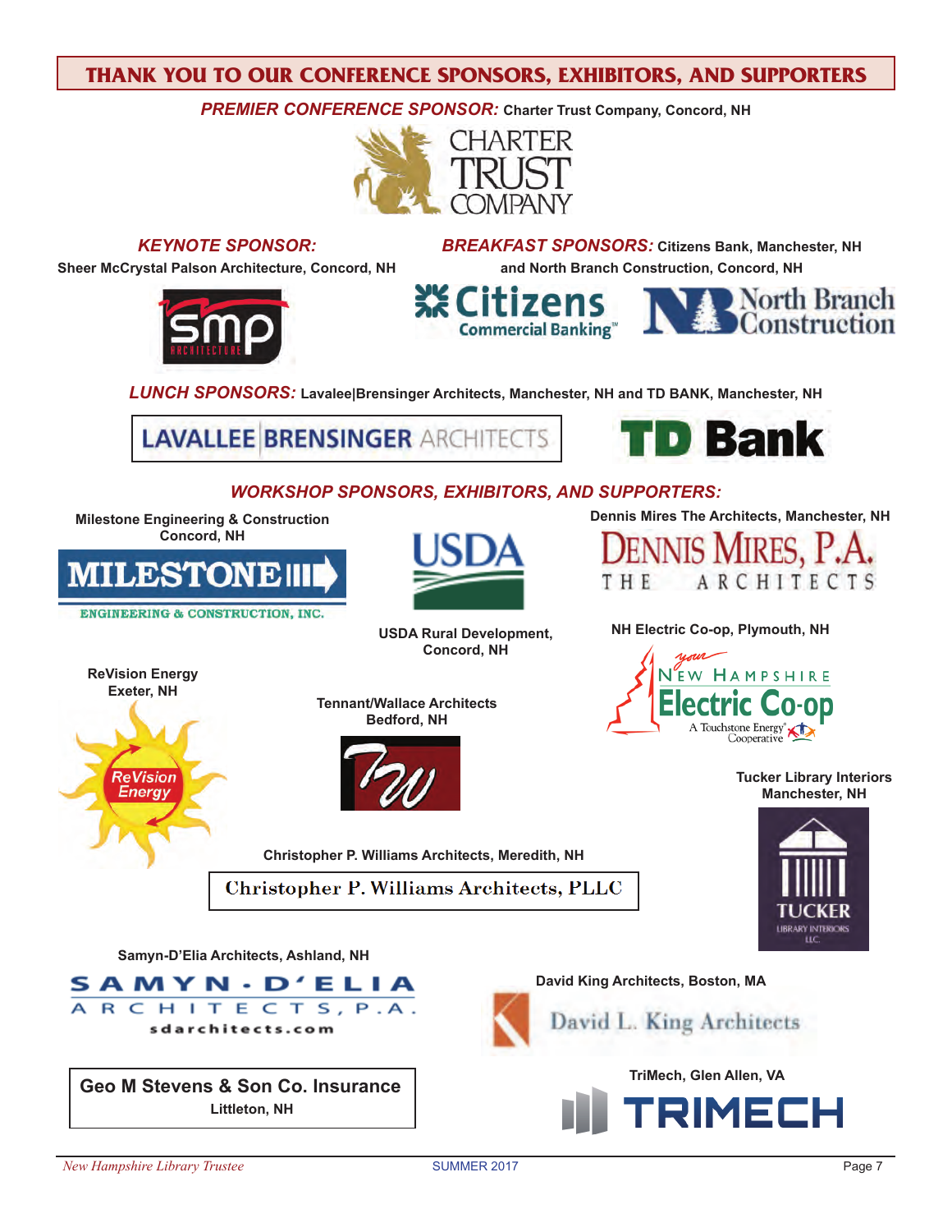## THANK YOU TO OUR CONFERENCE SPONSORS, EXHIBITORS, AND SUPPORTERS

***PREMIER CONFERENCE SPONSOR:*** **Charter Trust Company, Concord, NH**

CHARTER TRUST COMPANY

***KEYNOTE SPONSOR:***

**Sheer McCrystal Palson Architecture, Concord, NH**

smp ARCHITECTURE

***BREAKFAST SPONSORS:*** **Citizens Bank, Manchester, NH and North Branch Construction, Concord, NH**

Citizens Commercial Banking™

North Branch Construction

***LUNCH SPONSORS:*** **Lavalee|Brensinger Architects, Manchester, NH and TD BANK, Manchester, NH**

LAVALLEE BRENSINGER ARCHITECTS

TD Bank

***WORKSHOP SPONSORS, EXHIBITORS, AND SUPPORTERS:***

**Milestone Engineering & Construction Concord, NH**

MILESTONE ENGINEERING & CONSTRUCTION, INC.

USDA

**USDA Rural Development, Concord, NH**

**Dennis Mires The Architects, Manchester, NH**

DENNIS MIRES, P.A. THE ARCHITECTS

**NH Electric Co-op, Plymouth, NH**

your New Hampshire Electric Co-op A Touchstone Energy® Cooperative

**ReVision Energy Exeter, NH**

ReVision Energy

**Tennant/Wallace Architects Bedford, NH**

**Tucker Library Interiors Manchester, NH**

TUCKER LIBRARY INTERIORS LLC

**Christopher P. Williams Architects, Meredith, NH**

Christopher P. Williams Architects, PLLC

**Samyn-D'Elia Architects, Ashland, NH**

SAMYN-D'ELIA ARCHITECTS, P.A. sdarchitects.com

**David King Architects, Boston, MA**

David L. King Architects

**Geo M Stevens & Son Co. Insurance**
**Littleton, NH**

**TriMech, Glen Allen, VA**

TRIMECH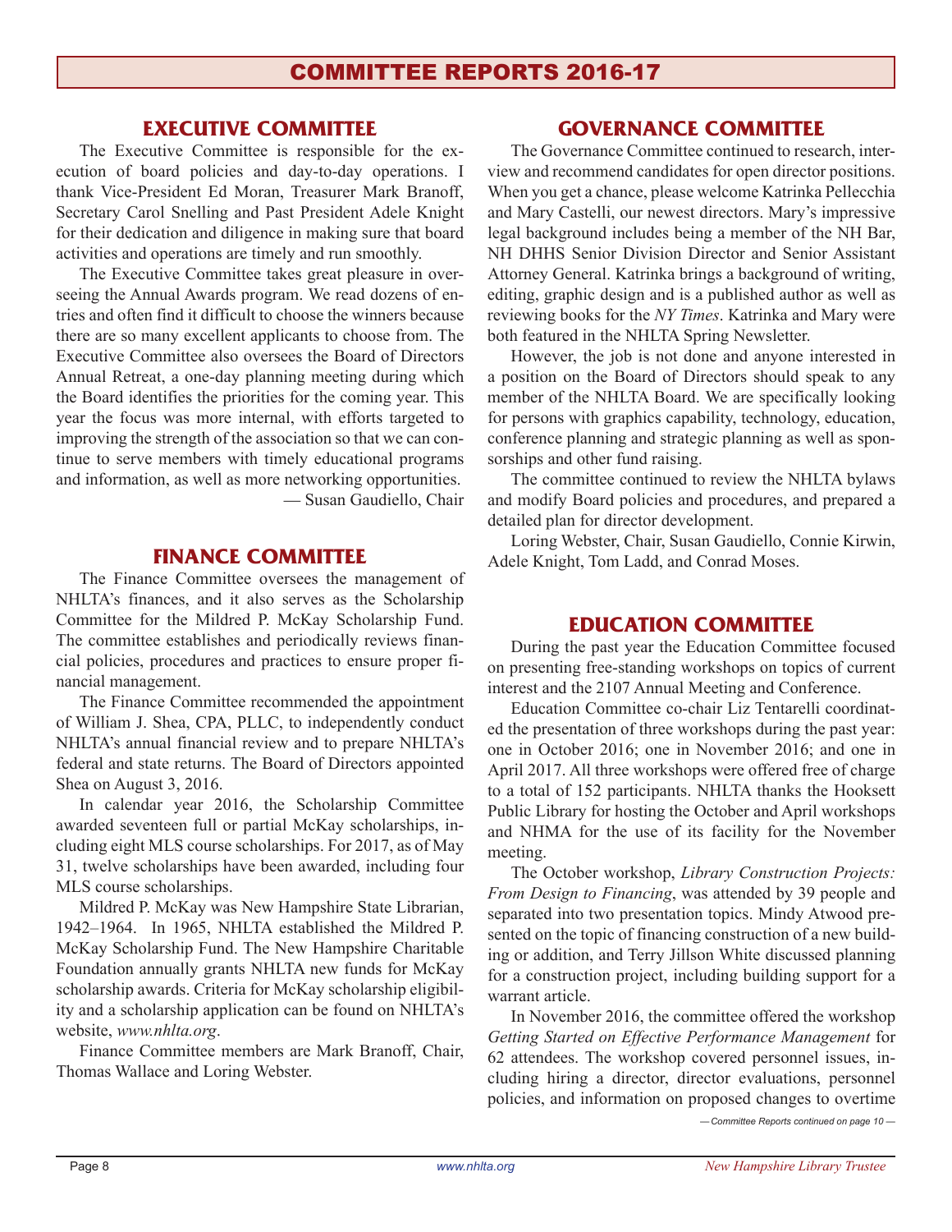# COMMITTEE REPORTS 2016-17

## EXECUTIVE COMMITTEE

The Executive Committee is responsible for the execution of board policies and day-to-day operations. I thank Vice-President Ed Moran, Treasurer Mark Branoff, Secretary Carol Snelling and Past President Adele Knight for their dedication and diligence in making sure that board activities and operations are timely and run smoothly.

The Executive Committee takes great pleasure in overseeing the Annual Awards program. We read dozens of entries and often find it difficult to choose the winners because there are so many excellent applicants to choose from. The Executive Committee also oversees the Board of Directors Annual Retreat, a one-day planning meeting during which the Board identifies the priorities for the coming year. This year the focus was more internal, with efforts targeted to improving the strength of the association so that we can continue to serve members with timely educational programs and information, as well as more networking opportunities.

— Susan Gaudiello, Chair

## FINANCE COMMITTEE

The Finance Committee oversees the management of NHLTA's finances, and it also serves as the Scholarship Committee for the Mildred P. McKay Scholarship Fund. The committee establishes and periodically reviews financial policies, procedures and practices to ensure proper financial management.

The Finance Committee recommended the appointment of William J. Shea, CPA, PLLC, to independently conduct NHLTA's annual financial review and to prepare NHLTA's federal and state returns. The Board of Directors appointed Shea on August 3, 2016.

In calendar year 2016, the Scholarship Committee awarded seventeen full or partial McKay scholarships, including eight MLS course scholarships. For 2017, as of May 31, twelve scholarships have been awarded, including four MLS course scholarships.

Mildred P. McKay was New Hampshire State Librarian, 1942–1964. In 1965, NHLTA established the Mildred P. McKay Scholarship Fund. The New Hampshire Charitable Foundation annually grants NHLTA new funds for McKay scholarship awards. Criteria for McKay scholarship eligibility and a scholarship application can be found on NHLTA's website, *www.nhlta.org*.

Finance Committee members are Mark Branoff, Chair, Thomas Wallace and Loring Webster.

## GOVERNANCE COMMITTEE

The Governance Committee continued to research, interview and recommend candidates for open director positions. When you get a chance, please welcome Katrinka Pellecchia and Mary Castelli, our newest directors. Mary's impressive legal background includes being a member of the NH Bar, NH DHHS Senior Division Director and Senior Assistant Attorney General. Katrinka brings a background of writing, editing, graphic design and is a published author as well as reviewing books for the *NY Times*. Katrinka and Mary were both featured in the NHLTA Spring Newsletter.

However, the job is not done and anyone interested in a position on the Board of Directors should speak to any member of the NHLTA Board. We are specifically looking for persons with graphics capability, technology, education, conference planning and strategic planning as well as sponsorships and other fund raising.

The committee continued to review the NHLTA bylaws and modify Board policies and procedures, and prepared a detailed plan for director development.

Loring Webster, Chair, Susan Gaudiello, Connie Kirwin, Adele Knight, Tom Ladd, and Conrad Moses.

## EDUCATION COMMITTEE

During the past year the Education Committee focused on presenting free-standing workshops on topics of current interest and the 2107 Annual Meeting and Conference.

Education Committee co-chair Liz Tentarelli coordinated the presentation of three workshops during the past year: one in October 2016; one in November 2016; and one in April 2017. All three workshops were offered free of charge to a total of 152 participants. NHLTA thanks the Hooksett Public Library for hosting the October and April workshops and NHMA for the use of its facility for the November meeting.

The October workshop, *Library Construction Projects: From Design to Financing*, was attended by 39 people and separated into two presentation topics. Mindy Atwood presented on the topic of financing construction of a new building or addition, and Terry Jillson White discussed planning for a construction project, including building support for a warrant article.

In November 2016, the committee offered the workshop *Getting Started on Effective Performance Management* for 62 attendees. The workshop covered personnel issues, including hiring a director, director evaluations, personnel policies, and information on proposed changes to overtime

*— Committee Reports continued on page 10 —*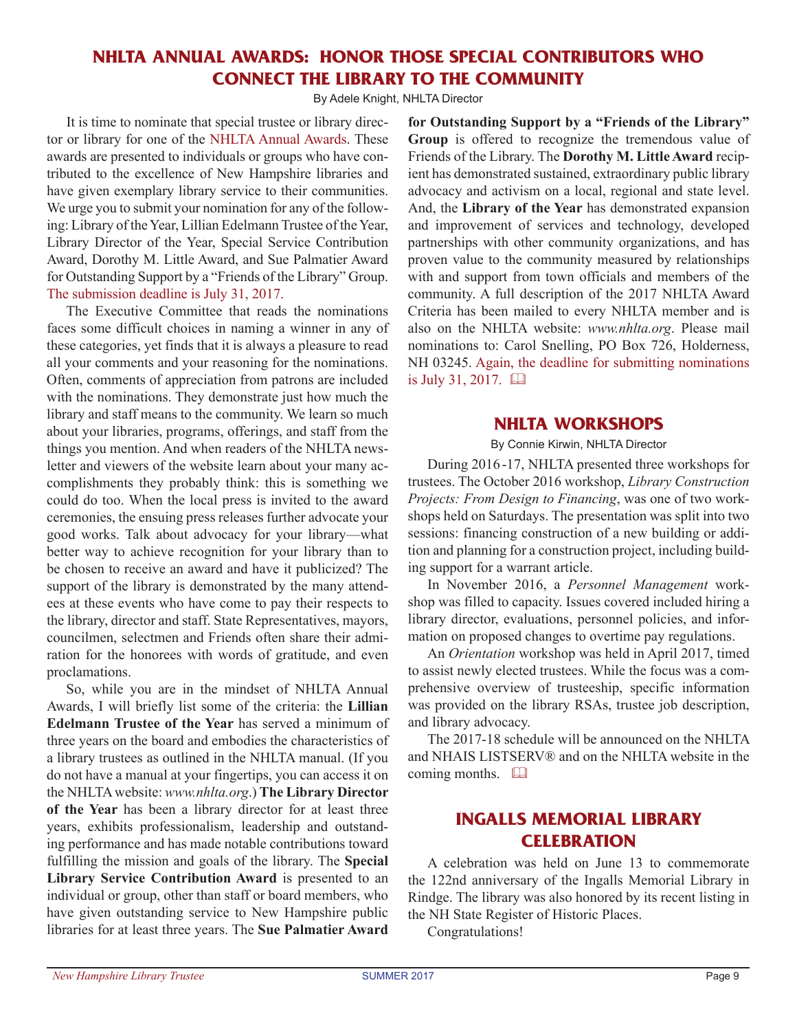## NHLTA ANNUAL AWARDS: HONOR THOSE SPECIAL CONTRIBUTORS WHO CONNECT THE LIBRARY TO THE COMMUNITY

By Adele Knight, NHLTA Director

It is time to nominate that special trustee or library director or library for one of the NHLTA Annual Awards. These awards are presented to individuals or groups who have contributed to the excellence of New Hampshire libraries and have given exemplary library service to their communities. We urge you to submit your nomination for any of the following: Library of the Year, Lillian Edelmann Trustee of the Year, Library Director of the Year, Special Service Contribution Award, Dorothy M. Little Award, and Sue Palmatier Award for Outstanding Support by a "Friends of the Library" Group. The submission deadline is July 31, 2017.

The Executive Committee that reads the nominations faces some difficult choices in naming a winner in any of these categories, yet finds that it is always a pleasure to read all your comments and your reasoning for the nominations. Often, comments of appreciation from patrons are included with the nominations. They demonstrate just how much the library and staff means to the community. We learn so much about your libraries, programs, offerings, and staff from the things you mention. And when readers of the NHLTA newsletter and viewers of the website learn about your many accomplishments they probably think: this is something we could do too. When the local press is invited to the award ceremonies, the ensuing press releases further advocate your good works. Talk about advocacy for your library—what better way to achieve recognition for your library than to be chosen to receive an award and have it publicized? The support of the library is demonstrated by the many attendees at these events who have come to pay their respects to the library, director and staff. State Representatives, mayors, councilmen, selectmen and Friends often share their admiration for the honorees with words of gratitude, and even proclamations.

So, while you are in the mindset of NHLTA Annual Awards, I will briefly list some of the criteria: the **Lillian Edelmann Trustee of the Year** has served a minimum of three years on the board and embodies the characteristics of a library trustees as outlined in the NHLTA manual. (If you do not have a manual at your fingertips, you can access it on the NHLTA website: *www.nhlta.org*.) **The Library Director of the Year** has been a library director for at least three years, exhibits professionalism, leadership and outstanding performance and has made notable contributions toward fulfilling the mission and goals of the library. The **Special Library Service Contribution Award** is presented to an individual or group, other than staff or board members, who have given outstanding service to New Hampshire public libraries for at least three years. The **Sue Palmatier Award for Outstanding Support by a "Friends of the Library" Group** is offered to recognize the tremendous value of Friends of the Library. The **Dorothy M. Little Award** recipient has demonstrated sustained, extraordinary public library advocacy and activism on a local, regional and state level. And, the **Library of the Year** has demonstrated expansion and improvement of services and technology, developed partnerships with other community organizations, and has proven value to the community measured by relationships with and support from town officials and members of the community. A full description of the 2017 NHLTA Award Criteria has been mailed to every NHLTA member and is also on the NHLTA website: *www.nhlta.org*. Please mail nominations to: Carol Snelling, PO Box 726, Holderness, NH 03245. Again, the deadline for submitting nominations is July 31, 2017.

## NHLTA WORKSHOPS

By Connie Kirwin, NHLTA Director

During 2016-17, NHLTA presented three workshops for trustees. The October 2016 workshop, *Library Construction Projects: From Design to Financing*, was one of two workshops held on Saturdays. The presentation was split into two sessions: financing construction of a new building or addition and planning for a construction project, including building support for a warrant article.

In November 2016, a *Personnel Management* workshop was filled to capacity. Issues covered included hiring a library director, evaluations, personnel policies, and information on proposed changes to overtime pay regulations.

An *Orientation* workshop was held in April 2017, timed to assist newly elected trustees. While the focus was a comprehensive overview of trusteeship, specific information was provided on the library RSAs, trustee job description, and library advocacy.

The 2017-18 schedule will be announced on the NHLTA and NHAIS LISTSERV® and on the NHLTA website in the coming months.

## INGALLS MEMORIAL LIBRARY CELEBRATION

A celebration was held on June 13 to commemorate the 122nd anniversary of the Ingalls Memorial Library in Rindge. The library was also honored by its recent listing in the NH State Register of Historic Places.

Congratulations!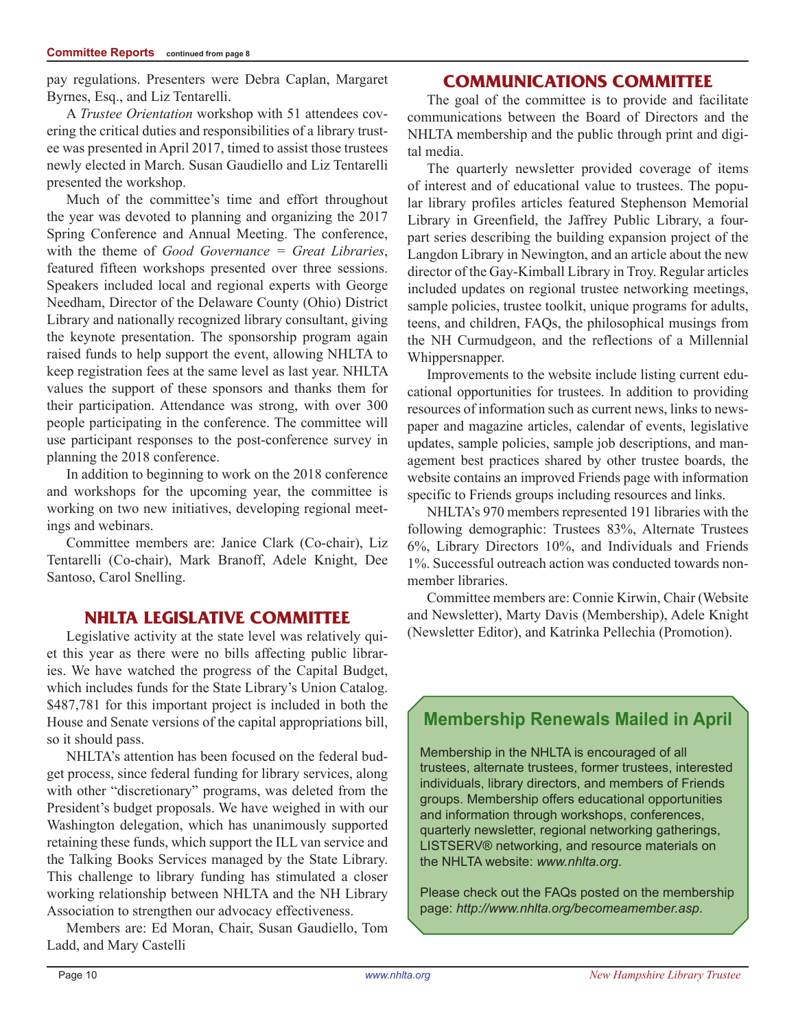pay regulations. Presenters were Debra Caplan, Margaret Byrnes, Esq., and Liz Tentarelli.

A *Trustee Orientation* workshop with 51 attendees covering the critical duties and responsibilities of a library trustee was presented in April 2017, timed to assist those trustees newly elected in March. Susan Gaudiello and Liz Tentarelli presented the workshop.

Much of the committee's time and effort throughout the year was devoted to planning and organizing the 2017 Spring Conference and Annual Meeting. The conference, with the theme of *Good Governance = Great Libraries*, featured fifteen workshops presented over three sessions. Speakers included local and regional experts with George Needham, Director of the Delaware County (Ohio) District Library and nationally recognized library consultant, giving the keynote presentation. The sponsorship program again raised funds to help support the event, allowing NHLTA to keep registration fees at the same level as last year. NHLTA values the support of these sponsors and thanks them for their participation. Attendance was strong, with over 300 people participating in the conference. The committee will use participant responses to the post-conference survey in planning the 2018 conference.

In addition to beginning to work on the 2018 conference and workshops for the upcoming year, the committee is working on two new initiatives, developing regional meetings and webinars.

Committee members are: Janice Clark (Co-chair), Liz Tentarelli (Co-chair), Mark Branoff, Adele Knight, Dee Santoso, Carol Snelling.

## NHLTA LEGISLATIVE COMMITTEE

Legislative activity at the state level was relatively quiet this year as there were no bills affecting public libraries. We have watched the progress of the Capital Budget, which includes funds for the State Library's Union Catalog. $487,781 for this important project is included in both the House and Senate versions of the capital appropriations bill, so it should pass.

NHLTA's attention has been focused on the federal budget process, since federal funding for library services, along with other "discretionary" programs, was deleted from the President's budget proposals. We have weighed in with our Washington delegation, which has unanimously supported retaining these funds, which support the ILL van service and the Talking Books Services managed by the State Library. This challenge to library funding has stimulated a closer working relationship between NHLTA and the NH Library Association to strengthen our advocacy effectiveness.

Members are: Ed Moran, Chair, Susan Gaudiello, Tom Ladd, and Mary Castelli

## COMMUNICATIONS COMMITTEE

The goal of the committee is to provide and facilitate communications between the Board of Directors and the NHLTA membership and the public through print and digital media.

The quarterly newsletter provided coverage of items of interest and of educational value to trustees. The popular library profiles articles featured Stephenson Memorial Library in Greenfield, the Jaffrey Public Library, a four-part series describing the building expansion project of the Langdon Library in Newington, and an article about the new director of the Gay-Kimball Library in Troy. Regular articles included updates on regional trustee networking meetings, sample policies, trustee toolkit, unique programs for adults, teens, and children, FAQs, the philosophical musings from the NH Curmudgeon, and the reflections of a Millennial Whippersnapper.

Improvements to the website include listing current educational opportunities for trustees. In addition to providing resources of information such as current news, links to newspaper and magazine articles, calendar of events, legislative updates, sample policies, sample job descriptions, and management best practices shared by other trustee boards, the website contains an improved Friends page with information specific to Friends groups including resources and links.

NHLTA's 970 members represented 191 libraries with the following demographic: Trustees 83%, Alternate Trustees 6%, Library Directors 10%, and Individuals and Friends 1%. Successful outreach action was conducted towards non-member libraries.

Committee members are: Connie Kirwin, Chair (Website and Newsletter), Marty Davis (Membership), Adele Knight (Newsletter Editor), and Katrinka Pellechia (Promotion).

### Membership Renewals Mailed in April

Membership in the NHLTA is encouraged of all trustees, alternate trustees, former trustees, interested individuals, library directors, and members of Friends groups. Membership offers educational opportunities and information through workshops, conferences, quarterly newsletter, regional networking gatherings, LISTSERV® networking, and resource materials on the NHLTA website: *www.nhlta.org*.

Please check out the FAQs posted on the membership page: *http://www.nhlta.org/becomeamember.asp*.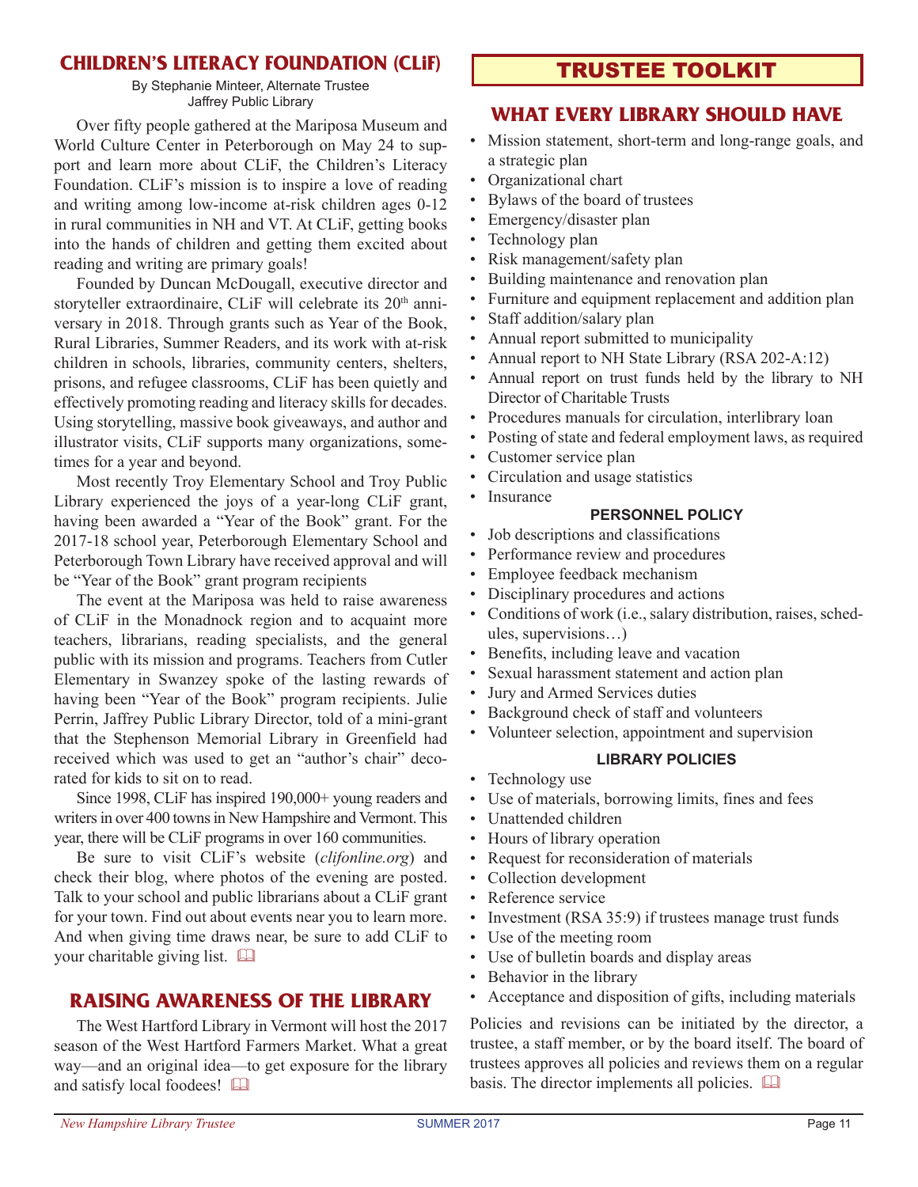## CHILDREN'S LITERACY FOUNDATION (CLiF)

By Stephanie Minteer, Alternate Trustee
Jaffrey Public Library

Over fifty people gathered at the Mariposa Museum and World Culture Center in Peterborough on May 24 to support and learn more about CLiF, the Children's Literacy Foundation. CLiF's mission is to inspire a love of reading and writing among low-income at-risk children ages 0-12 in rural communities in NH and VT. At CLiF, getting books into the hands of children and getting them excited about reading and writing are primary goals!

Founded by Duncan McDougall, executive director and storyteller extraordinaire, CLiF will celebrate its 20th anniversary in 2018. Through grants such as Year of the Book, Rural Libraries, Summer Readers, and its work with at-risk children in schools, libraries, community centers, shelters, prisons, and refugee classrooms, CLiF has been quietly and effectively promoting reading and literacy skills for decades. Using storytelling, massive book giveaways, and author and illustrator visits, CLiF supports many organizations, sometimes for a year and beyond.

Most recently Troy Elementary School and Troy Public Library experienced the joys of a year-long CLiF grant, having been awarded a "Year of the Book" grant. For the 2017-18 school year, Peterborough Elementary School and Peterborough Town Library have received approval and will be "Year of the Book" grant program recipients

The event at the Mariposa was held to raise awareness of CLiF in the Monadnock region and to acquaint more teachers, librarians, reading specialists, and the general public with its mission and programs. Teachers from Cutler Elementary in Swanzey spoke of the lasting rewards of having been "Year of the Book" program recipients. Julie Perrin, Jaffrey Public Library Director, told of a mini-grant that the Stephenson Memorial Library in Greenfield had received which was used to get an "author's chair" decorated for kids to sit on to read.

Since 1998, CLiF has inspired 190,000+ young readers and writers in over 400 towns in New Hampshire and Vermont. This year, there will be CLiF programs in over 160 communities.

Be sure to visit CLiF's website (*clifonline.org*) and check their blog, where photos of the evening are posted. Talk to your school and public librarians about a CLiF grant for your town. Find out about events near you to learn more. And when giving time draws near, be sure to add CLiF to your charitable giving list. 🕮

## RAISING AWARENESS OF THE LIBRARY

The West Hartford Library in Vermont will host the 2017 season of the West Hartford Farmers Market. What a great way—and an original idea—to get exposure for the library and satisfy local foodees! 🕮

# TRUSTEE TOOLKIT

## WHAT EVERY LIBRARY SHOULD HAVE

- Mission statement, short-term and long-range goals, and a strategic plan
- Organizational chart
- Bylaws of the board of trustees
- Emergency/disaster plan
- Technology plan
- Risk management/safety plan
- Building maintenance and renovation plan
- Furniture and equipment replacement and addition plan
- Staff addition/salary plan
- Annual report submitted to municipality
- Annual report to NH State Library (RSA 202-A:12)
- Annual report on trust funds held by the library to NH Director of Charitable Trusts
- Procedures manuals for circulation, interlibrary loan
- Posting of state and federal employment laws, as required
- Customer service plan
- Circulation and usage statistics
- Insurance

### PERSONNEL POLICY

- Job descriptions and classifications
- Performance review and procedures
- Employee feedback mechanism
- Disciplinary procedures and actions
- Conditions of work (i.e., salary distribution, raises, schedules, supervisions…)
- Benefits, including leave and vacation
- Sexual harassment statement and action plan
- Jury and Armed Services duties
- Background check of staff and volunteers
- Volunteer selection, appointment and supervision

### LIBRARY POLICIES

- Technology use
- Use of materials, borrowing limits, fines and fees
- Unattended children
- Hours of library operation
- Request for reconsideration of materials
- Collection development
- Reference service
- Investment (RSA 35:9) if trustees manage trust funds
- Use of the meeting room
- Use of bulletin boards and display areas
- Behavior in the library
- Acceptance and disposition of gifts, including materials

Policies and revisions can be initiated by the director, a trustee, a staff member, or by the board itself. The board of trustees approves all policies and reviews them on a regular basis. The director implements all policies. 🕮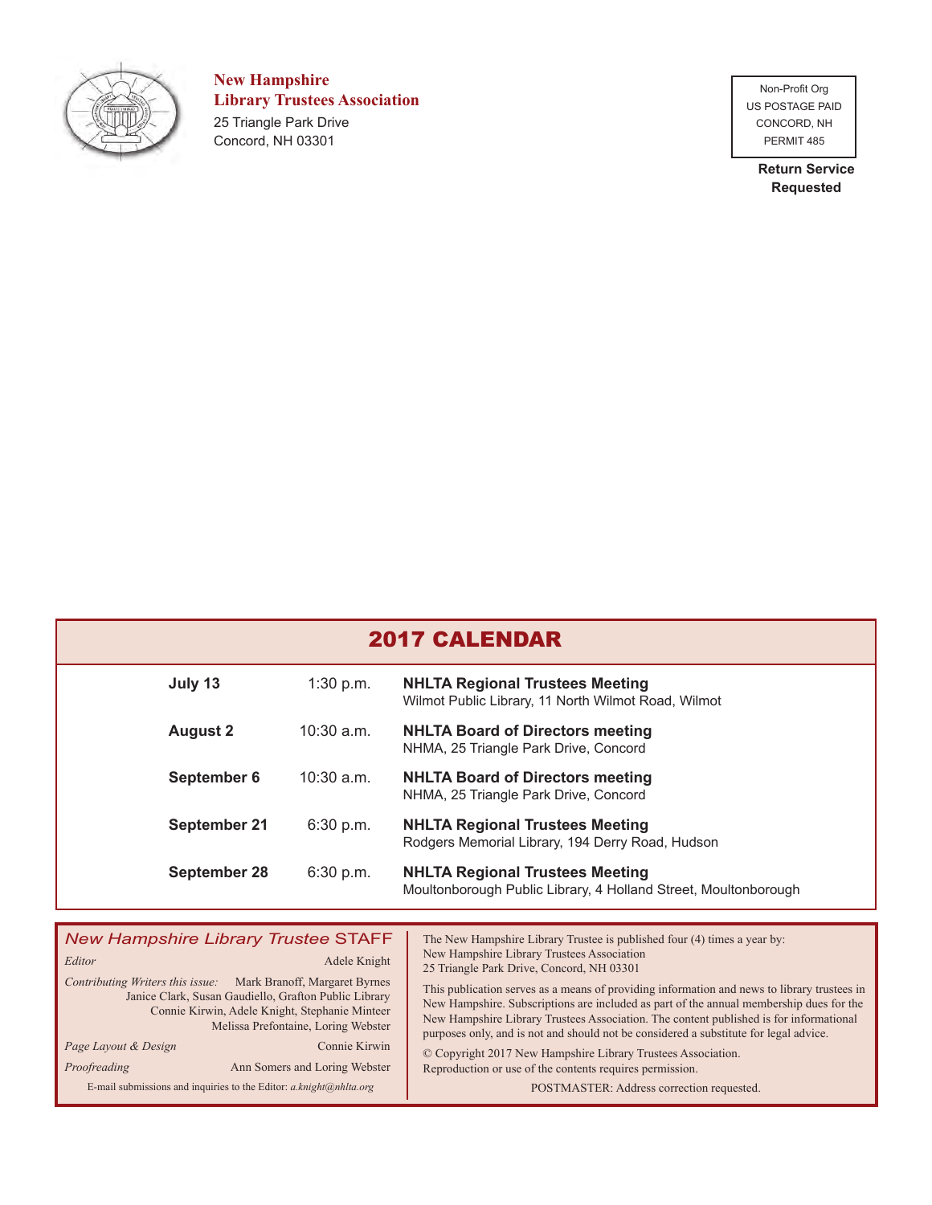**New Hampshire**
**Library Trustees Association**
25 Triangle Park Drive
Concord, NH 03301

Non-Profit Org
US POSTAGE PAID
CONCORD, NH
PERMIT 485

**Return Service Requested**

## 2017 CALENDAR

| | | |
|---|---|---|
| **July 13** | 1:30 p.m. | **NHLTA Regional Trustees Meeting**<br>Wilmot Public Library, 11 North Wilmot Road, Wilmot |
| **August 2** | 10:30 a.m. | **NHLTA Board of Directors meeting**<br>NHMA, 25 Triangle Park Drive, Concord |
| **September 6** | 10:30 a.m. | **NHLTA Board of Directors meeting**<br>NHMA, 25 Triangle Park Drive, Concord |
| **September 21** | 6:30 p.m. | **NHLTA Regional Trustees Meeting**<br>Rodgers Memorial Library, 194 Derry Road, Hudson |
| **September 28** | 6:30 p.m. | **NHLTA Regional Trustees Meeting**<br>Moultonborough Public Library, 4 Holland Street, Moultonborough |

### *New Hampshire Library Trustee* STAFF

*Editor* Adele Knight

*Contributing Writers this issue:* Mark Branoff, Margaret Byrnes, Janice Clark, Susan Gaudiello, Grafton Public Library, Connie Kirwin, Adele Knight, Stephanie Minteer, Melissa Prefontaine, Loring Webster

*Page Layout & Design* Connie Kirwin

*Proofreading* Ann Somers and Loring Webster

E-mail submissions and inquiries to the Editor: *a.knight@nhlta.org*

The New Hampshire Library Trustee is published four (4) times a year by:
New Hampshire Library Trustees Association
25 Triangle Park Drive, Concord, NH 03301

This publication serves as a means of providing information and news to library trustees in New Hampshire. Subscriptions are included as part of the annual membership dues for the New Hampshire Library Trustees Association. The content published is for informational purposes only, and is not and should not be considered a substitute for legal advice.

© Copyright 2017 New Hampshire Library Trustees Association.
Reproduction or use of the contents requires permission.

POSTMASTER: Address correction requested.